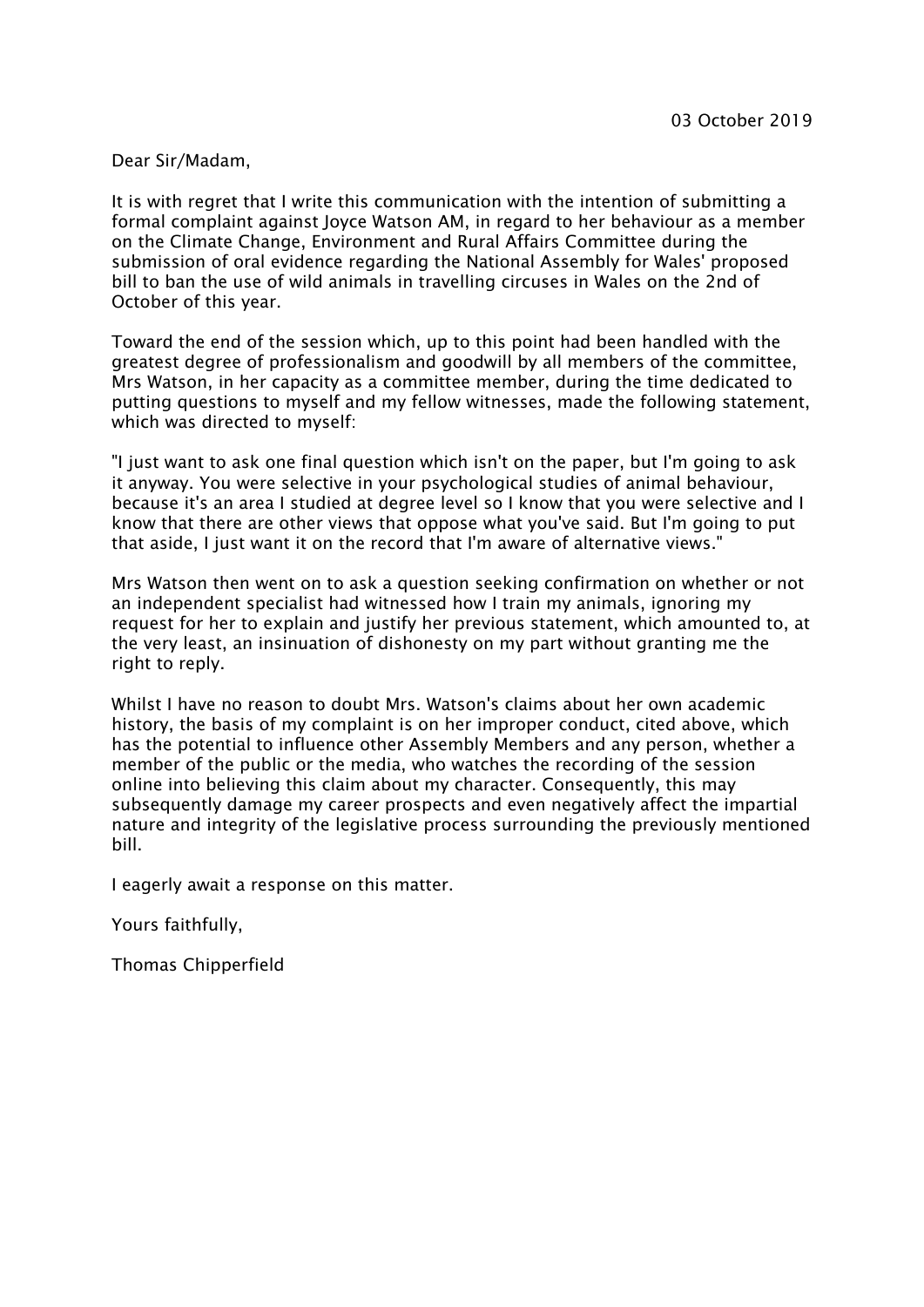03 October 2019

Dear Sir/Madam,

It is with regret that I write this communication with the intention of submitting a formal complaint against Joyce Watson AM, in regard to her behaviour as a member on the Climate Change, Environment and Rural Affairs Committee during the submission of oral evidence regarding the National Assembly for Wales' proposed bill to ban the use of wild animals in travelling circuses in Wales on the 2nd of October of this year.

Toward the end of the session which, up to this point had been handled with the greatest degree of professionalism and goodwill by all members of the committee, Mrs Watson, in her capacity as a committee member, during the time dedicated to putting questions to myself and my fellow witnesses, made the following statement, which was directed to myself:

"I just want to ask one final question which isn't on the paper, but I'm going to ask it anyway. You were selective in your psychological studies of animal behaviour, because it's an area I studied at degree level so I know that you were selective and I know that there are other views that oppose what you've said. But I'm going to put that aside, I just want it on the record that I'm aware of alternative views."

Mrs Watson then went on to ask a question seeking confirmation on whether or not an independent specialist had witnessed how I train my animals, ignoring my request for her to explain and justify her previous statement, which amounted to, at the very least, an insinuation of dishonesty on my part without granting me the right to reply.

Whilst I have no reason to doubt Mrs. Watson's claims about her own academic history, the basis of my complaint is on her improper conduct, cited above, which has the potential to influence other Assembly Members and any person, whether a member of the public or the media, who watches the recording of the session online into believing this claim about my character. Consequently, this may subsequently damage my career prospects and even negatively affect the impartial nature and integrity of the legislative process surrounding the previously mentioned bill.

I eagerly await a response on this matter.

Yours faithfully,

Thomas Chipperfield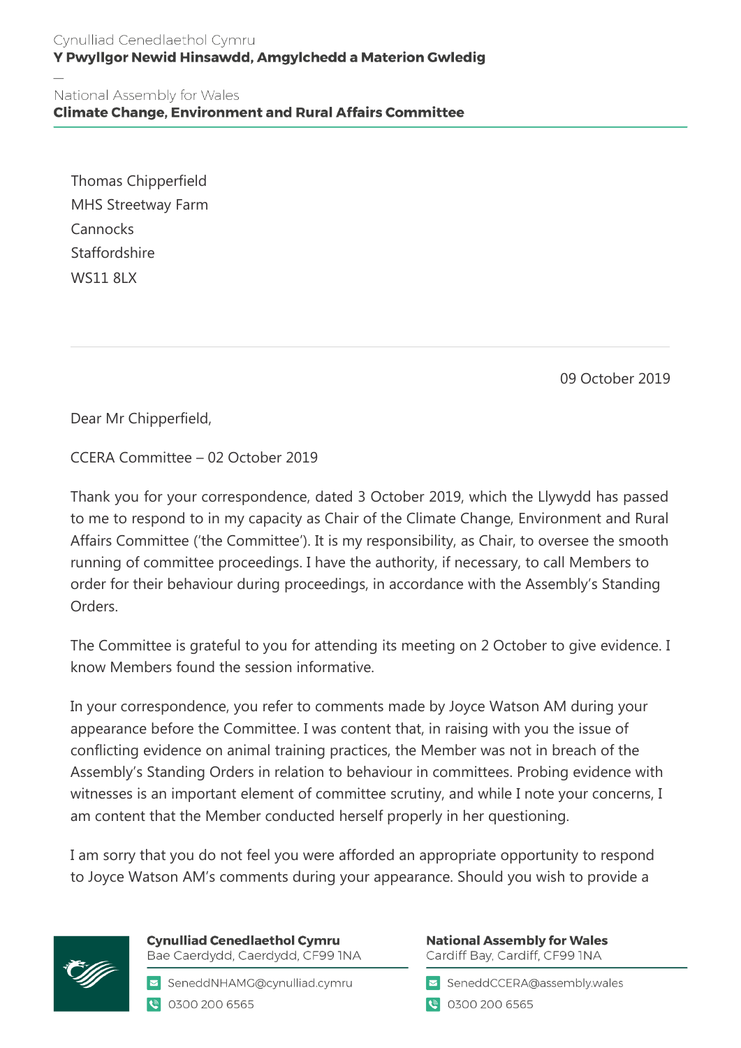Cynulliad Cenedlaethol Cymru
**Y Pwyllgor Newid Hinsawdd, Amgylchedd a Materion Gwledig**

—

National Assembly for Wales
**Climate Change, Environment and Rural Affairs Committee**

Thomas Chipperfield
MHS Streetway Farm
Cannocks
Staffordshire
WS11 8LX

09 October 2019

Dear Mr Chipperfield,

CCERA Committee – 02 October 2019

Thank you for your correspondence, dated 3 October 2019, which the Llywydd has passed to me to respond to in my capacity as Chair of the Climate Change, Environment and Rural Affairs Committee ('the Committee'). It is my responsibility, as Chair, to oversee the smooth running of committee proceedings. I have the authority, if necessary, to call Members to order for their behaviour during proceedings, in accordance with the Assembly's Standing Orders.

The Committee is grateful to you for attending its meeting on 2 October to give evidence. I know Members found the session informative.

In your correspondence, you refer to comments made by Joyce Watson AM during your appearance before the Committee. I was content that, in raising with you the issue of conflicting evidence on animal training practices, the Member was not in breach of the Assembly's Standing Orders in relation to behaviour in committees. Probing evidence with witnesses is an important element of committee scrutiny, and while I note your concerns, I am content that the Member conducted herself properly in her questioning.

I am sorry that you do not feel you were afforded an appropriate opportunity to respond to Joyce Watson AM's comments during your appearance. Should you wish to provide a

**Cynulliad Cenedlaethol Cymru**
Bae Caerdydd, Caerdydd, CF99 1NA
SeneddNHAMG@cynulliad.cymru
0300 200 6565

**National Assembly for Wales**
Cardiff Bay, Cardiff, CF99 1NA
SeneddCCERA@assembly.wales
0300 200 6565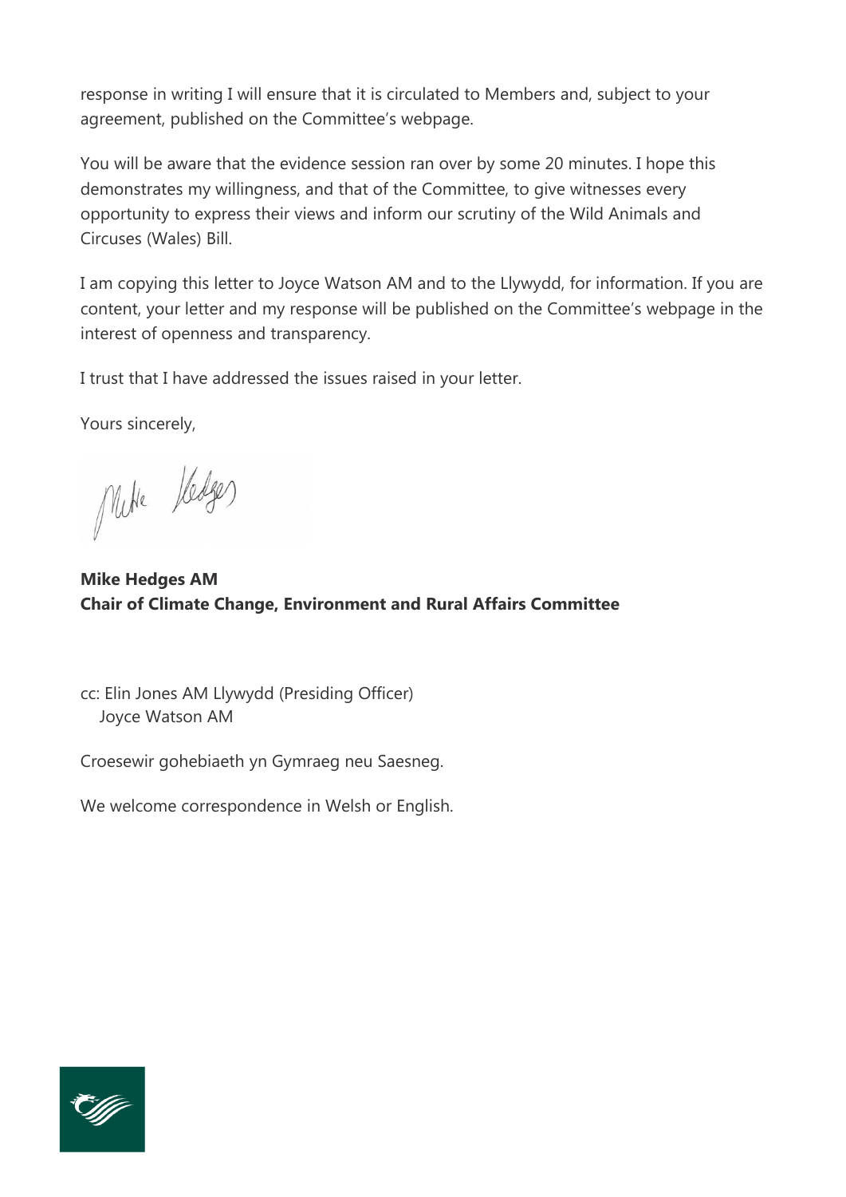response in writing I will ensure that it is circulated to Members and, subject to your agreement, published on the Committee's webpage.

You will be aware that the evidence session ran over by some 20 minutes. I hope this demonstrates my willingness, and that of the Committee, to give witnesses every opportunity to express their views and inform our scrutiny of the Wild Animals and Circuses (Wales) Bill.

I am copying this letter to Joyce Watson AM and to the Llywydd, for information. If you are content, your letter and my response will be published on the Committee's webpage in the interest of openness and transparency.

I trust that I have addressed the issues raised in your letter.

Yours sincerely,

**Mike Hedges AM**
**Chair of Climate Change, Environment and Rural Affairs Committee**

cc: Elin Jones AM Llywydd (Presiding Officer)
Joyce Watson AM

Croesewir gohebiaeth yn Gymraeg neu Saesneg.

We welcome correspondence in Welsh or English.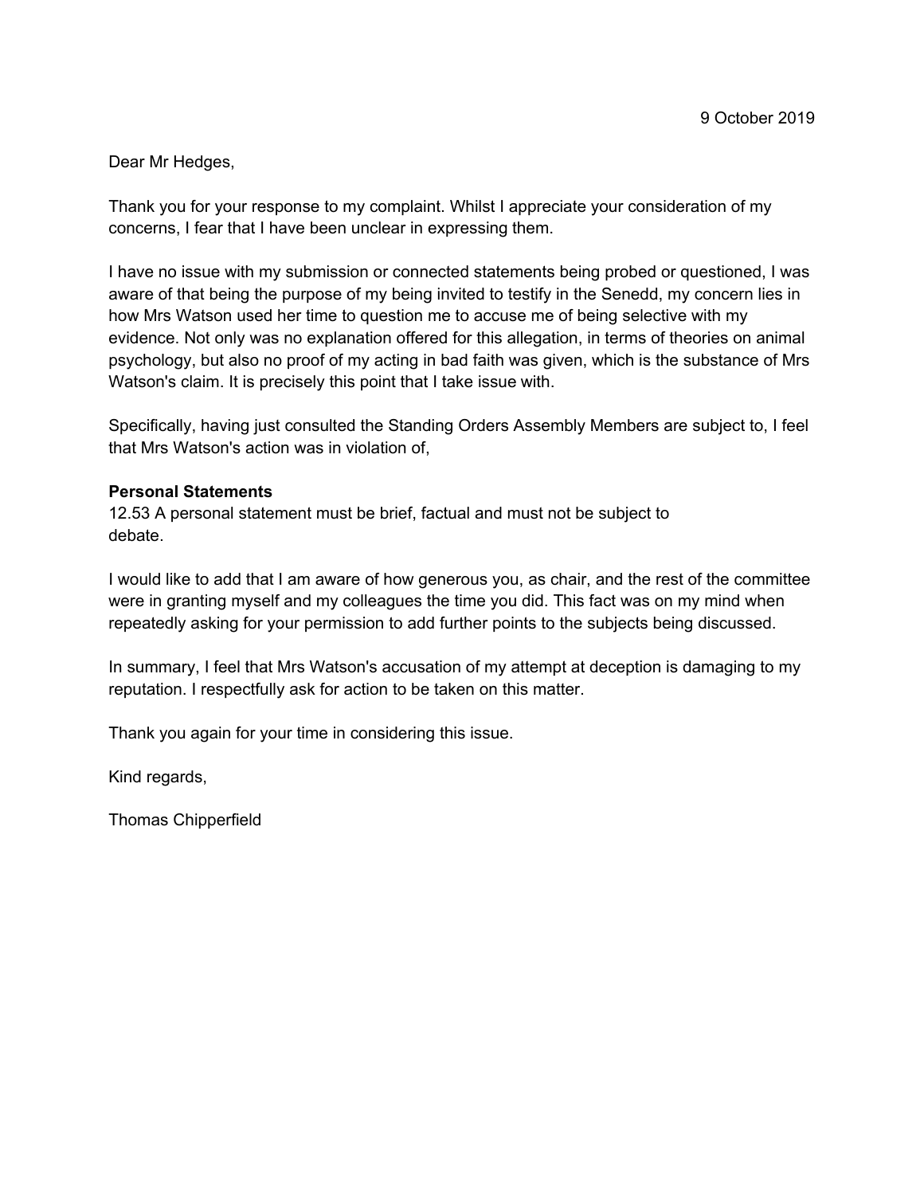9 October 2019

Dear Mr Hedges,

Thank you for your response to my complaint. Whilst I appreciate your consideration of my concerns, I fear that I have been unclear in expressing them.

I have no issue with my submission or connected statements being probed or questioned, I was aware of that being the purpose of my being invited to testify in the Senedd, my concern lies in how Mrs Watson used her time to question me to accuse me of being selective with my evidence. Not only was no explanation offered for this allegation, in terms of theories on animal psychology, but also no proof of my acting in bad faith was given, which is the substance of Mrs Watson's claim. It is precisely this point that I take issue with.

Specifically, having just consulted the Standing Orders Assembly Members are subject to, I feel that Mrs Watson's action was in violation of,

**Personal Statements**
12.53 A personal statement must be brief, factual and must not be subject to debate.

I would like to add that I am aware of how generous you, as chair, and the rest of the committee were in granting myself and my colleagues the time you did. This fact was on my mind when repeatedly asking for your permission to add further points to the subjects being discussed.

In summary, I feel that Mrs Watson's accusation of my attempt at deception is damaging to my reputation. I respectfully ask for action to be taken on this matter.

Thank you again for your time in considering this issue.

Kind regards,

Thomas Chipperfield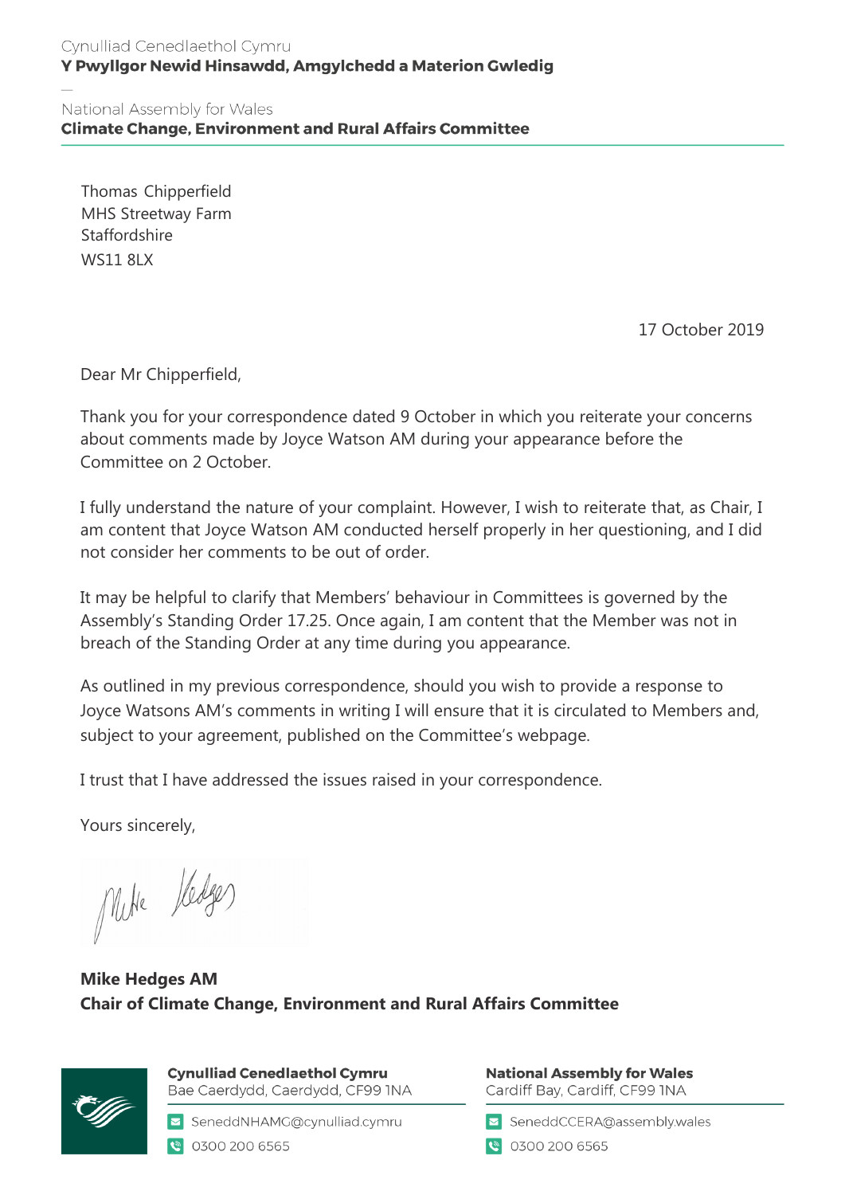Cynulliad Cenedlaethol Cymru
**Y Pwyllgor Newid Hinsawdd, Amgylchedd a Materion Gwledig**

—

National Assembly for Wales
**Climate Change, Environment and Rural Affairs Committee**

Thomas Chipperfield
MHS Streetway Farm
Staffordshire
WS11 8LX

17 October 2019

Dear Mr Chipperfield,

Thank you for your correspondence dated 9 October in which you reiterate your concerns about comments made by Joyce Watson AM during your appearance before the Committee on 2 October.

I fully understand the nature of your complaint. However, I wish to reiterate that, as Chair, I am content that Joyce Watson AM conducted herself properly in her questioning, and I did not consider her comments to be out of order.

It may be helpful to clarify that Members' behaviour in Committees is governed by the Assembly's Standing Order 17.25. Once again, I am content that the Member was not in breach of the Standing Order at any time during you appearance.

As outlined in my previous correspondence, should you wish to provide a response to Joyce Watsons AM's comments in writing I will ensure that it is circulated to Members and, subject to your agreement, published on the Committee's webpage.

I trust that I have addressed the issues raised in your correspondence.

Yours sincerely,

Mike Hedges

**Mike Hedges AM**
**Chair of Climate Change, Environment and Rural Affairs Committee**

**Cynulliad Cenedlaethol Cymru**
Bae Caerdydd, Caerdydd, CF99 1NA
SeneddNHAMG@cynulliad.cymru
0300 200 6565

**National Assembly for Wales**
Cardiff Bay, Cardiff, CF99 1NA
SeneddCCERA@assembly.wales
0300 200 6565